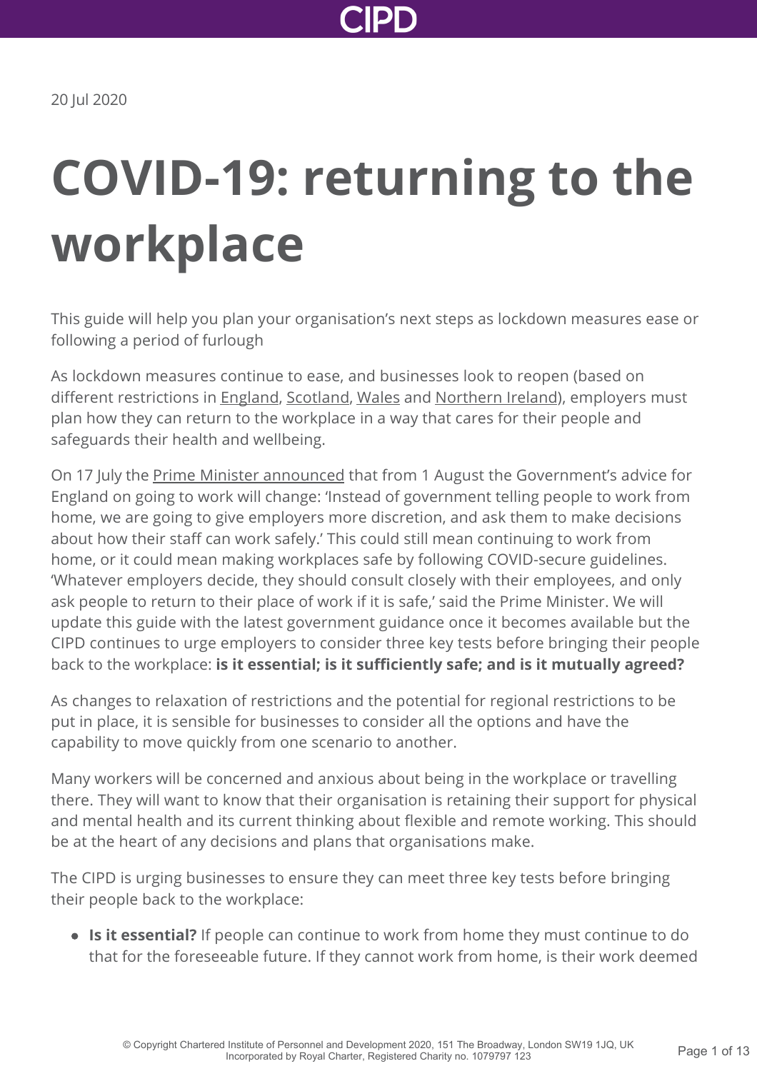20 Jul 2020

# COVID-19: returning to the workplace

This guide will help you plan your organisation's next steps as lockdown measures ease or following a period of furlough

As lockdown measures continue to ease, and businesses look to reopen (based on different restrictions in England, Scotland, Wales and Northern Ireland), employers must plan how they can return to the workplace in a way that cares for their people and safeguards their health and wellbeing.

On 17 July the Prime Minister announced that from 1 August the Government's advice for England on going to work will change: 'Instead of government telling people to work from home, we are going to give employers more discretion, and ask them to make decisions about how their staff can work safely.' This could still mean continuing to work from home, or it could mean making workplaces safe by following COVID-secure guidelines. 'Whatever employers decide, they should consult closely with their employees, and only ask people to return to their place of work if it is safe,' said the Prime Minister. We will update this guide with the latest government guidance once it becomes available but the CIPD continues to urge employers to consider three key tests before bringing their people back to the workplace: **is it essential; is it sufficiently safe; and is it mutually agreed?**

As changes to relaxation of restrictions and the potential for regional restrictions to be put in place, it is sensible for businesses to consider all the options and have the capability to move quickly from one scenario to another.

Many workers will be concerned and anxious about being in the workplace or travelling there. They will want to know that their organisation is retaining their support for physical and mental health and its current thinking about flexible and remote working. This should be at the heart of any decisions and plans that organisations make.

The CIPD is urging businesses to ensure they can meet three key tests before bringing their people back to the workplace:

- **Is it essential?** If people can continue to work from home they must continue to do that for the foreseeable future. If they cannot work from home, is their work deemed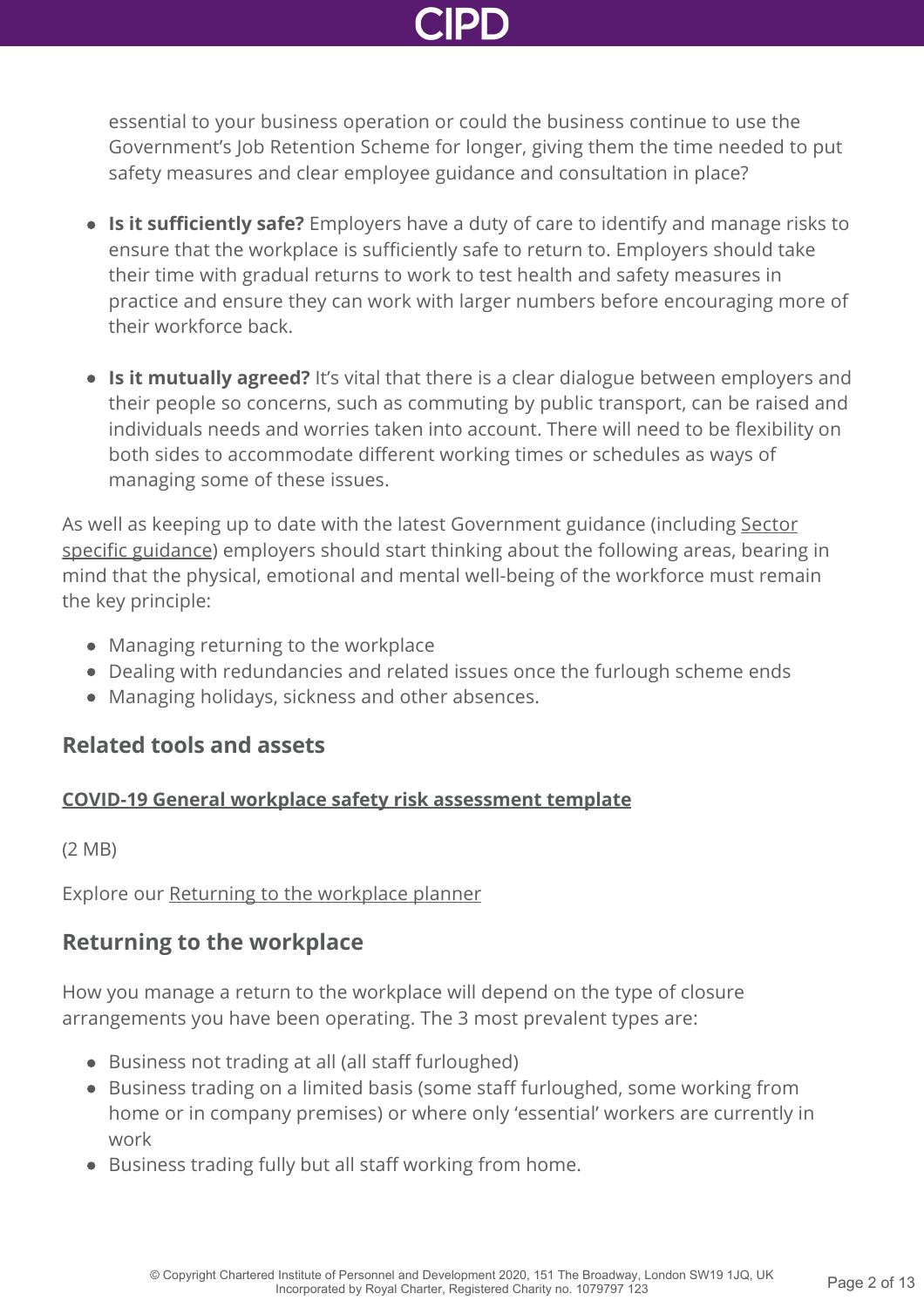essential to your business operation or could the business continue to use the Government's Job Retention Scheme for longer, giving them the time needed to put safety measures and clear employee guidance and consultation in place?

- **Is it sufficiently safe?** Employers have a duty of care to identify and manage risks to ensure that the workplace is sufficiently safe to return to. Employers should take their time with gradual returns to work to test health and safety measures in practice and ensure they can work with larger numbers before encouraging more of their workforce back.
- **Is it mutually agreed?** It's vital that there is a clear dialogue between employers and their people so concerns, such as commuting by public transport, can be raised and individuals needs and worries taken into account. There will need to be flexibility on both sides to accommodate different working times or schedules as ways of managing some of these issues.

As well as keeping up to date with the latest Government guidance (including Sector specific guidance) employers should start thinking about the following areas, bearing in mind that the physical, emotional and mental well-being of the workforce must remain the key principle:

- Managing returning to the workplace
- Dealing with redundancies and related issues once the furlough scheme ends
- Managing holidays, sickness and other absences.

## Related tools and assets

**COVID-19 General workplace safety risk assessment template**

(2 MB)

Explore our Returning to the workplace planner

## Returning to the workplace

How you manage a return to the workplace will depend on the type of closure arrangements you have been operating. The 3 most prevalent types are:

- Business not trading at all (all staff furloughed)
- Business trading on a limited basis (some staff furloughed, some working from home or in company premises) or where only 'essential' workers are currently in work
- Business trading fully but all staff working from home.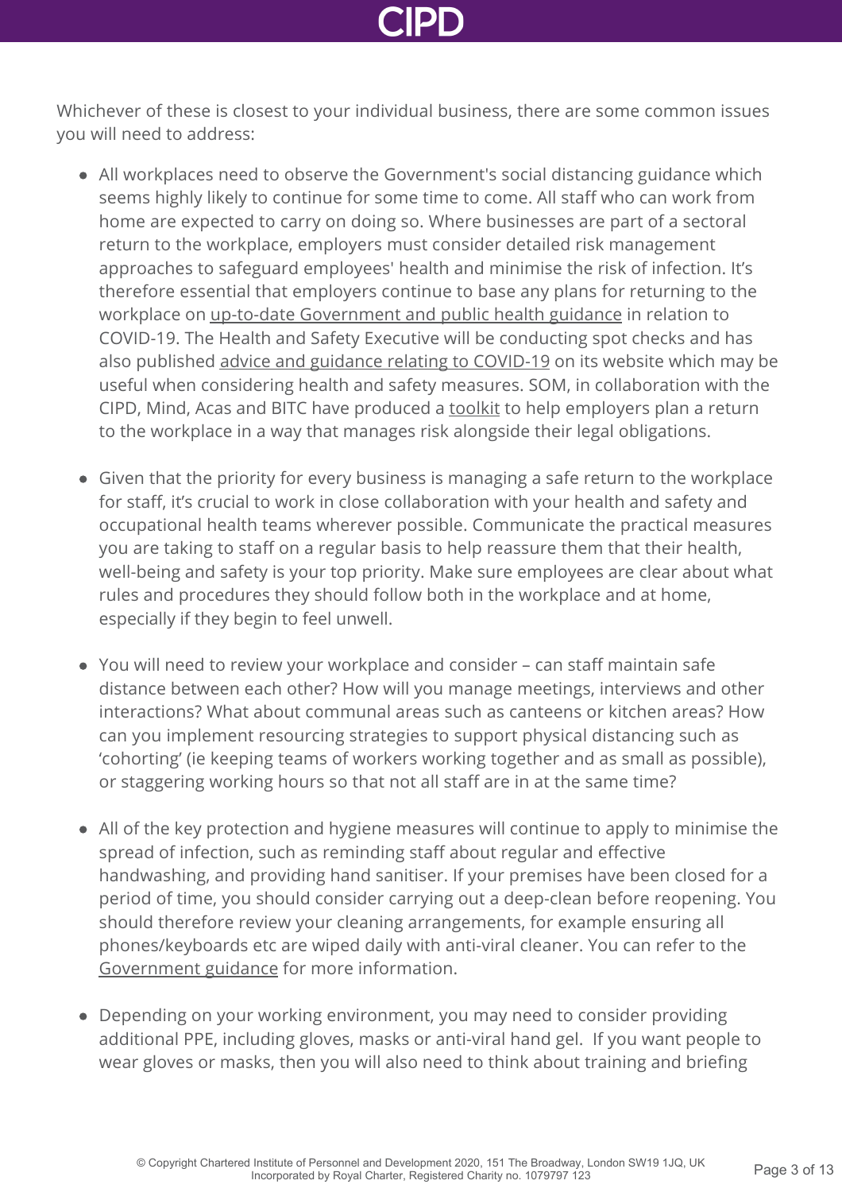Whichever of these is closest to your individual business, there are some common issues you will need to address:

- All workplaces need to observe the Government's social distancing guidance which seems highly likely to continue for some time to come. All staff who can work from home are expected to carry on doing so. Where businesses are part of a sectoral return to the workplace, employers must consider detailed risk management approaches to safeguard employees' health and minimise the risk of infection. It's therefore essential that employers continue to base any plans for returning to the workplace on up-to-date Government and public health guidance in relation to COVID-19. The Health and Safety Executive will be conducting spot checks and has also published advice and guidance relating to COVID-19 on its website which may be useful when considering health and safety measures. SOM, in collaboration with the CIPD, Mind, Acas and BITC have produced a toolkit to help employers plan a return to the workplace in a way that manages risk alongside their legal obligations.

- Given that the priority for every business is managing a safe return to the workplace for staff, it's crucial to work in close collaboration with your health and safety and occupational health teams wherever possible. Communicate the practical measures you are taking to staff on a regular basis to help reassure them that their health, well-being and safety is your top priority. Make sure employees are clear about what rules and procedures they should follow both in the workplace and at home, especially if they begin to feel unwell.

- You will need to review your workplace and consider – can staff maintain safe distance between each other? How will you manage meetings, interviews and other interactions? What about communal areas such as canteens or kitchen areas? How can you implement resourcing strategies to support physical distancing such as 'cohorting' (ie keeping teams of workers working together and as small as possible), or staggering working hours so that not all staff are in at the same time?

- All of the key protection and hygiene measures will continue to apply to minimise the spread of infection, such as reminding staff about regular and effective handwashing, and providing hand sanitiser. If your premises have been closed for a period of time, you should consider carrying out a deep-clean before reopening. You should therefore review your cleaning arrangements, for example ensuring all phones/keyboards etc are wiped daily with anti-viral cleaner. You can refer to the Government guidance for more information.

- Depending on your working environment, you may need to consider providing additional PPE, including gloves, masks or anti-viral hand gel. If you want people to wear gloves or masks, then you will also need to think about training and briefing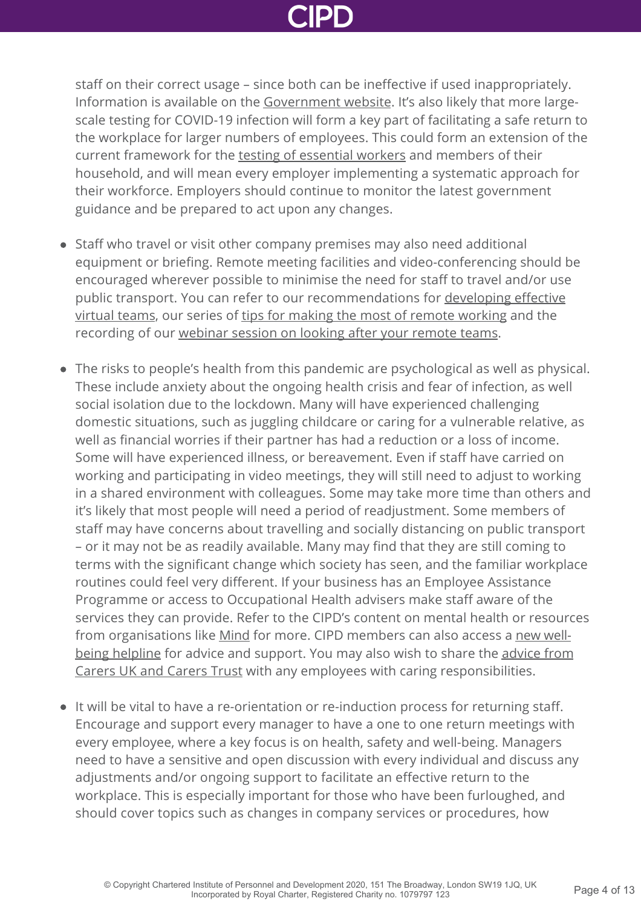staff on their correct usage – since both can be ineffective if used inappropriately. Information is available on the Government website. It's also likely that more large-scale testing for COVID-19 infection will form a key part of facilitating a safe return to the workplace for larger numbers of employees. This could form an extension of the current framework for the testing of essential workers and members of their household, and will mean every employer implementing a systematic approach for their workforce. Employers should continue to monitor the latest government guidance and be prepared to act upon any changes.

- Staff who travel or visit other company premises may also need additional equipment or briefing. Remote meeting facilities and video-conferencing should be encouraged wherever possible to minimise the need for staff to travel and/or use public transport. You can refer to our recommendations for developing effective virtual teams, our series of tips for making the most of remote working and the recording of our webinar session on looking after your remote teams.

- The risks to people's health from this pandemic are psychological as well as physical. These include anxiety about the ongoing health crisis and fear of infection, as well social isolation due to the lockdown. Many will have experienced challenging domestic situations, such as juggling childcare or caring for a vulnerable relative, as well as financial worries if their partner has had a reduction or a loss of income. Some will have experienced illness, or bereavement. Even if staff have carried on working and participating in video meetings, they will still need to adjust to working in a shared environment with colleagues. Some may take more time than others and it's likely that most people will need a period of readjustment. Some members of staff may have concerns about travelling and socially distancing on public transport – or it may not be as readily available. Many may find that they are still coming to terms with the significant change which society has seen, and the familiar workplace routines could feel very different. If your business has an Employee Assistance Programme or access to Occupational Health advisers make staff aware of the services they can provide. Refer to the CIPD's content on mental health or resources from organisations like Mind for more. CIPD members can also access a new well-being helpline for advice and support. You may also wish to share the advice from Carers UK and Carers Trust with any employees with caring responsibilities.

- It will be vital to have a re-orientation or re-induction process for returning staff. Encourage and support every manager to have a one to one return meetings with every employee, where a key focus is on health, safety and well-being. Managers need to have a sensitive and open discussion with every individual and discuss any adjustments and/or ongoing support to facilitate an effective return to the workplace. This is especially important for those who have been furloughed, and should cover topics such as changes in company services or procedures, how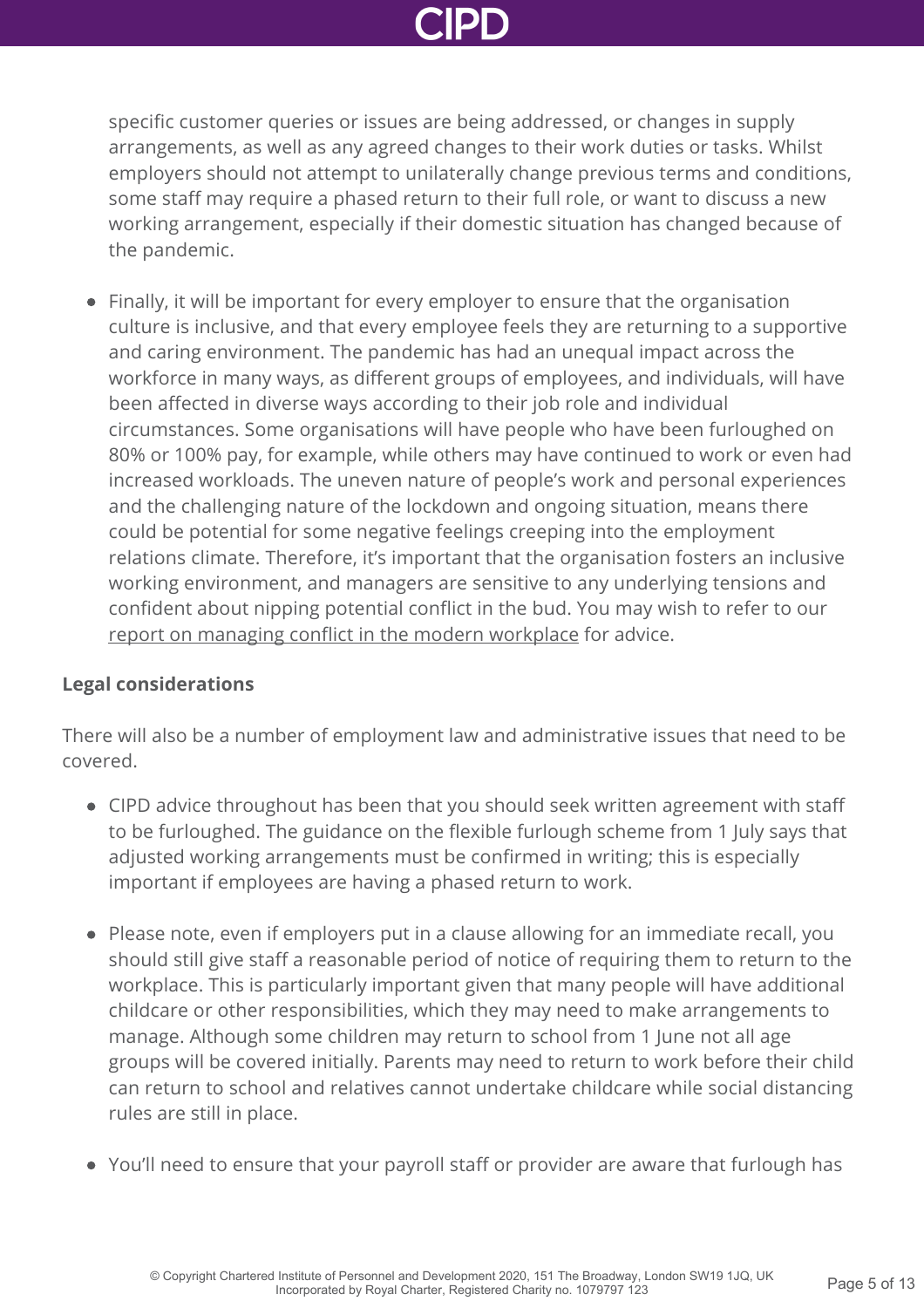specific customer queries or issues are being addressed, or changes in supply arrangements, as well as any agreed changes to their work duties or tasks. Whilst employers should not attempt to unilaterally change previous terms and conditions, some staff may require a phased return to their full role, or want to discuss a new working arrangement, especially if their domestic situation has changed because of the pandemic.

- Finally, it will be important for every employer to ensure that the organisation culture is inclusive, and that every employee feels they are returning to a supportive and caring environment. The pandemic has had an unequal impact across the workforce in many ways, as different groups of employees, and individuals, will have been affected in diverse ways according to their job role and individual circumstances. Some organisations will have people who have been furloughed on 80% or 100% pay, for example, while others may have continued to work or even had increased workloads. The uneven nature of people's work and personal experiences and the challenging nature of the lockdown and ongoing situation, means there could be potential for some negative feelings creeping into the employment relations climate. Therefore, it's important that the organisation fosters an inclusive working environment, and managers are sensitive to any underlying tensions and confident about nipping potential conflict in the bud. You may wish to refer to our report on managing conflict in the modern workplace for advice.

**Legal considerations**

There will also be a number of employment law and administrative issues that need to be covered.

- CIPD advice throughout has been that you should seek written agreement with staff to be furloughed. The guidance on the flexible furlough scheme from 1 July says that adjusted working arrangements must be confirmed in writing; this is especially important if employees are having a phased return to work.

- Please note, even if employers put in a clause allowing for an immediate recall, you should still give staff a reasonable period of notice of requiring them to return to the workplace. This is particularly important given that many people will have additional childcare or other responsibilities, which they may need to make arrangements to manage. Although some children may return to school from 1 June not all age groups will be covered initially. Parents may need to return to work before their child can return to school and relatives cannot undertake childcare while social distancing rules are still in place.

- You'll need to ensure that your payroll staff or provider are aware that furlough has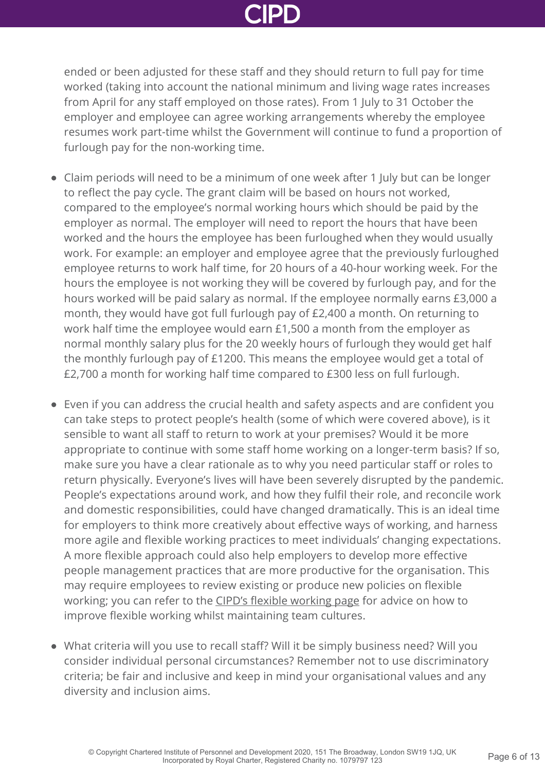ended or been adjusted for these staff and they should return to full pay for time worked (taking into account the national minimum and living wage rates increases from April for any staff employed on those rates). From 1 July to 31 October the employer and employee can agree working arrangements whereby the employee resumes work part-time whilst the Government will continue to fund a proportion of furlough pay for the non-working time.

- Claim periods will need to be a minimum of one week after 1 July but can be longer to reflect the pay cycle. The grant claim will be based on hours not worked, compared to the employee's normal working hours which should be paid by the employer as normal. The employer will need to report the hours that have been worked and the hours the employee has been furloughed when they would usually work. For example: an employer and employee agree that the previously furloughed employee returns to work half time, for 20 hours of a 40-hour working week. For the hours the employee is not working they will be covered by furlough pay, and for the hours worked will be paid salary as normal. If the employee normally earns £3,000 a month, they would have got full furlough pay of £2,400 a month. On returning to work half time the employee would earn £1,500 a month from the employer as normal monthly salary plus for the 20 weekly hours of furlough they would get half the monthly furlough pay of £1200. This means the employee would get a total of £2,700 a month for working half time compared to £300 less on full furlough.

- Even if you can address the crucial health and safety aspects and are confident you can take steps to protect people's health (some of which were covered above), is it sensible to want all staff to return to work at your premises? Would it be more appropriate to continue with some staff home working on a longer-term basis? If so, make sure you have a clear rationale as to why you need particular staff or roles to return physically. Everyone's lives will have been severely disrupted by the pandemic. People's expectations around work, and how they fulfil their role, and reconcile work and domestic responsibilities, could have changed dramatically. This is an ideal time for employers to think more creatively about effective ways of working, and harness more agile and flexible working practices to meet individuals' changing expectations. A more flexible approach could also help employers to develop more effective people management practices that are more productive for the organisation. This may require employees to review existing or produce new policies on flexible working; you can refer to the CIPD's flexible working page for advice on how to improve flexible working whilst maintaining team cultures.

- What criteria will you use to recall staff? Will it be simply business need? Will you consider individual personal circumstances? Remember not to use discriminatory criteria; be fair and inclusive and keep in mind your organisational values and any diversity and inclusion aims.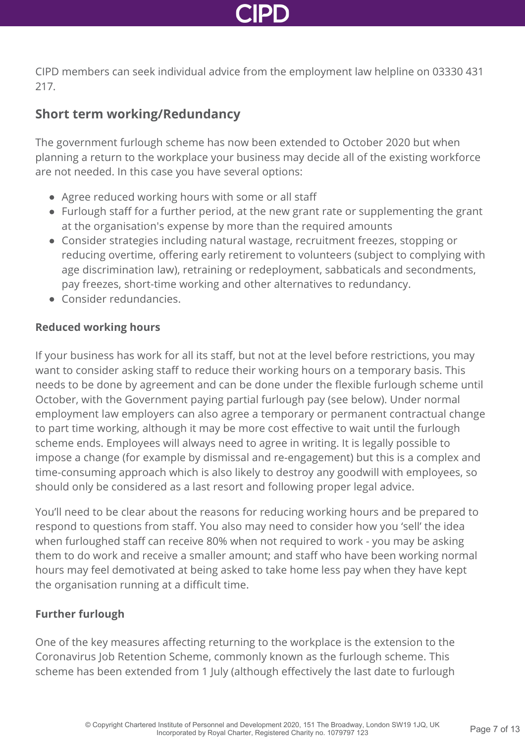CIPD members can seek individual advice from the employment law helpline on 03330 431 217.

## Short term working/Redundancy

The government furlough scheme has now been extended to October 2020 but when planning a return to the workplace your business may decide all of the existing workforce are not needed. In this case you have several options:

- Agree reduced working hours with some or all staff
- Furlough staff for a further period, at the new grant rate or supplementing the grant at the organisation's expense by more than the required amounts
- Consider strategies including natural wastage, recruitment freezes, stopping or reducing overtime, offering early retirement to volunteers (subject to complying with age discrimination law), retraining or redeployment, sabbaticals and secondments, pay freezes, short-time working and other alternatives to redundancy.
- Consider redundancies.

### Reduced working hours

If your business has work for all its staff, but not at the level before restrictions, you may want to consider asking staff to reduce their working hours on a temporary basis. This needs to be done by agreement and can be done under the flexible furlough scheme until October, with the Government paying partial furlough pay (see below). Under normal employment law employers can also agree a temporary or permanent contractual change to part time working, although it may be more cost effective to wait until the furlough scheme ends. Employees will always need to agree in writing. It is legally possible to impose a change (for example by dismissal and re-engagement) but this is a complex and time-consuming approach which is also likely to destroy any goodwill with employees, so should only be considered as a last resort and following proper legal advice.

You'll need to be clear about the reasons for reducing working hours and be prepared to respond to questions from staff. You also may need to consider how you 'sell' the idea when furloughed staff can receive 80% when not required to work - you may be asking them to do work and receive a smaller amount; and staff who have been working normal hours may feel demotivated at being asked to take home less pay when they have kept the organisation running at a difficult time.

### Further furlough

One of the key measures affecting returning to the workplace is the extension to the Coronavirus Job Retention Scheme, commonly known as the furlough scheme. This scheme has been extended from 1 July (although effectively the last date to furlough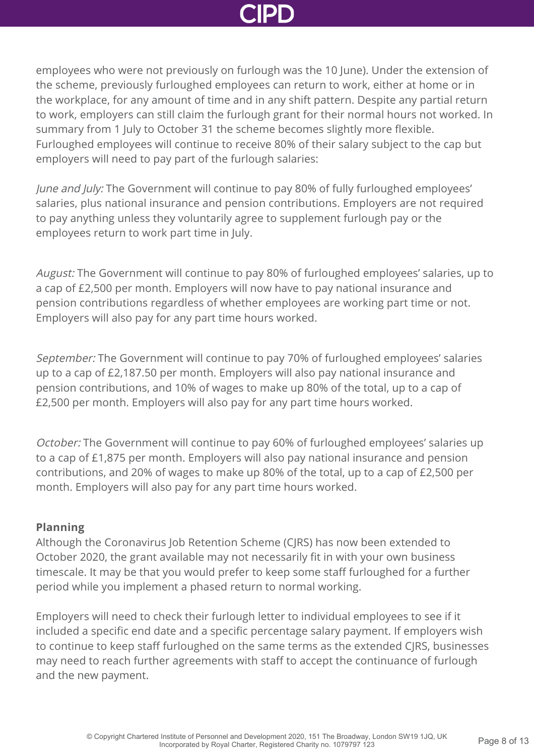employees who were not previously on furlough was the 10 June). Under the extension of the scheme, previously furloughed employees can return to work, either at home or in the workplace, for any amount of time and in any shift pattern. Despite any partial return to work, employers can still claim the furlough grant for their normal hours not worked. In summary from 1 July to October 31 the scheme becomes slightly more flexible. Furloughed employees will continue to receive 80% of their salary subject to the cap but employers will need to pay part of the furlough salaries:

*June and July:* The Government will continue to pay 80% of fully furloughed employees' salaries, plus national insurance and pension contributions. Employers are not required to pay anything unless they voluntarily agree to supplement furlough pay or the employees return to work part time in July.

*August:* The Government will continue to pay 80% of furloughed employees' salaries, up to a cap of £2,500 per month. Employers will now have to pay national insurance and pension contributions regardless of whether employees are working part time or not. Employers will also pay for any part time hours worked.

*September:* The Government will continue to pay 70% of furloughed employees' salaries up to a cap of £2,187.50 per month. Employers will also pay national insurance and pension contributions, and 10% of wages to make up 80% of the total, up to a cap of £2,500 per month. Employers will also pay for any part time hours worked.

*October:* The Government will continue to pay 60% of furloughed employees' salaries up to a cap of £1,875 per month. Employers will also pay national insurance and pension contributions, and 20% of wages to make up 80% of the total, up to a cap of £2,500 per month. Employers will also pay for any part time hours worked.

**Planning**

Although the Coronavirus Job Retention Scheme (CJRS) has now been extended to October 2020, the grant available may not necessarily fit in with your own business timescale. It may be that you would prefer to keep some staff furloughed for a further period while you implement a phased return to normal working.

Employers will need to check their furlough letter to individual employees to see if it included a specific end date and a specific percentage salary payment. If employers wish to continue to keep staff furloughed on the same terms as the extended CJRS, businesses may need to reach further agreements with staff to accept the continuance of furlough and the new payment.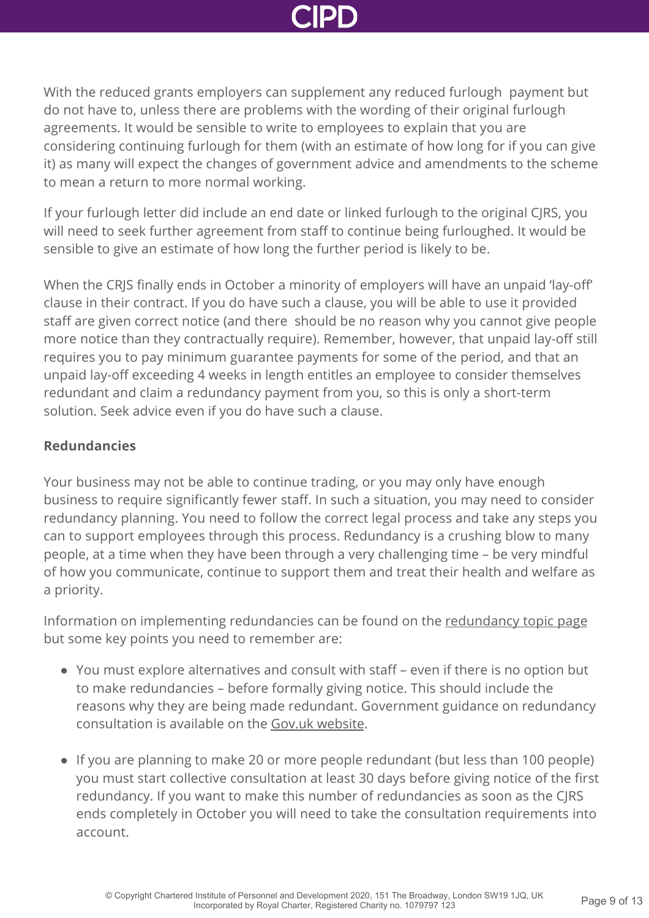With the reduced grants employers can supplement any reduced furlough payment but do not have to, unless there are problems with the wording of their original furlough agreements. It would be sensible to write to employees to explain that you are considering continuing furlough for them (with an estimate of how long for if you can give it) as many will expect the changes of government advice and amendments to the scheme to mean a return to more normal working.

If your furlough letter did include an end date or linked furlough to the original CJRS, you will need to seek further agreement from staff to continue being furloughed. It would be sensible to give an estimate of how long the further period is likely to be.

When the CRJS finally ends in October a minority of employers will have an unpaid 'lay-off' clause in their contract. If you do have such a clause, you will be able to use it provided staff are given correct notice (and there should be no reason why you cannot give people more notice than they contractually require). Remember, however, that unpaid lay-off still requires you to pay minimum guarantee payments for some of the period, and that an unpaid lay-off exceeding 4 weeks in length entitles an employee to consider themselves redundant and claim a redundancy payment from you, so this is only a short-term solution. Seek advice even if you do have such a clause.

**Redundancies**

Your business may not be able to continue trading, or you may only have enough business to require significantly fewer staff. In such a situation, you may need to consider redundancy planning. You need to follow the correct legal process and take any steps you can to support employees through this process. Redundancy is a crushing blow to many people, at a time when they have been through a very challenging time – be very mindful of how you communicate, continue to support them and treat their health and welfare as a priority.

Information on implementing redundancies can be found on the redundancy topic page but some key points you need to remember are:

- You must explore alternatives and consult with staff – even if there is no option but to make redundancies – before formally giving notice. This should include the reasons why they are being made redundant. Government guidance on redundancy consultation is available on the Gov.uk website.
- If you are planning to make 20 or more people redundant (but less than 100 people) you must start collective consultation at least 30 days before giving notice of the first redundancy. If you want to make this number of redundancies as soon as the CJRS ends completely in October you will need to take the consultation requirements into account.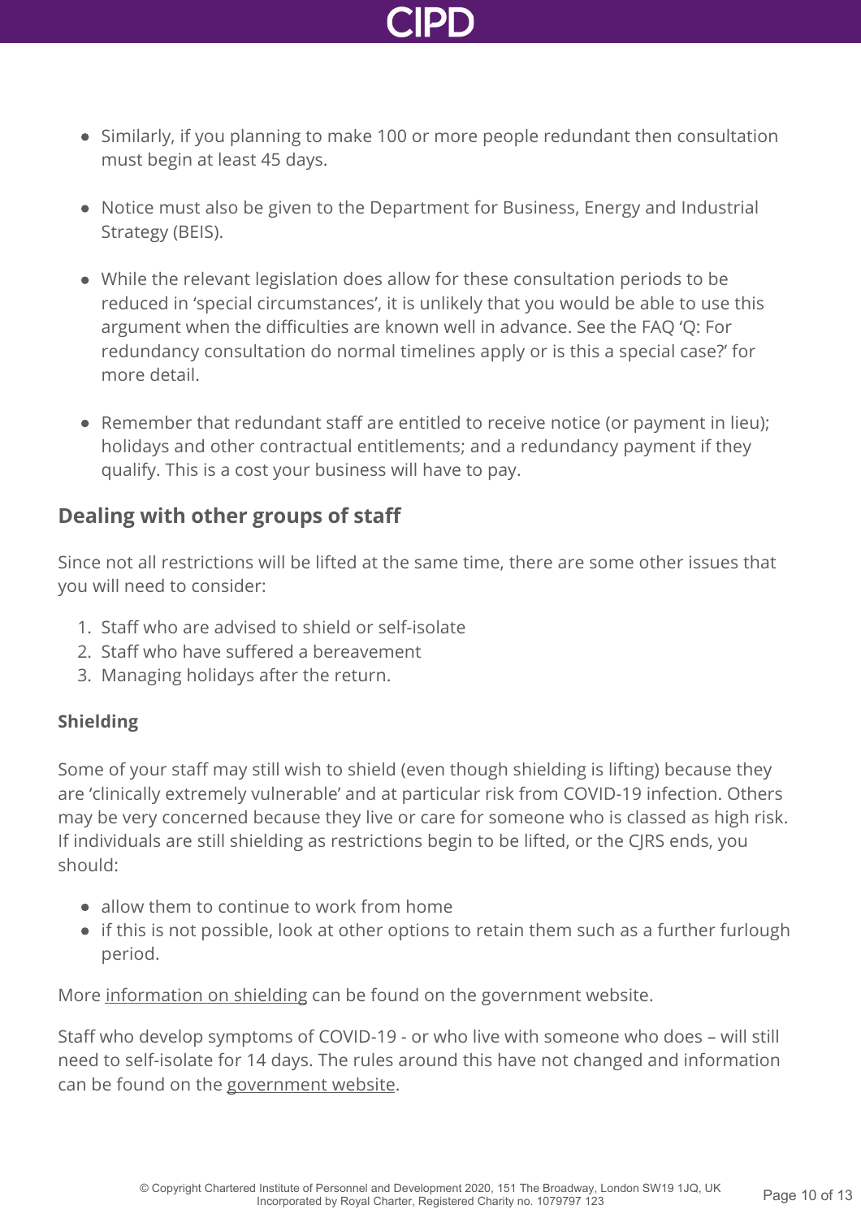- Similarly, if you planning to make 100 or more people redundant then consultation must begin at least 45 days.
- Notice must also be given to the Department for Business, Energy and Industrial Strategy (BEIS).
- While the relevant legislation does allow for these consultation periods to be reduced in 'special circumstances', it is unlikely that you would be able to use this argument when the difficulties are known well in advance. See the FAQ 'Q: For redundancy consultation do normal timelines apply or is this a special case?' for more detail.
- Remember that redundant staff are entitled to receive notice (or payment in lieu); holidays and other contractual entitlements; and a redundancy payment if they qualify. This is a cost your business will have to pay.

## Dealing with other groups of staff

Since not all restrictions will be lifted at the same time, there are some other issues that you will need to consider:

1. Staff who are advised to shield or self-isolate
2. Staff who have suffered a bereavement
3. Managing holidays after the return.

### Shielding

Some of your staff may still wish to shield (even though shielding is lifting) because they are 'clinically extremely vulnerable' and at particular risk from COVID-19 infection. Others may be very concerned because they live or care for someone who is classed as high risk. If individuals are still shielding as restrictions begin to be lifted, or the CJRS ends, you should:

- allow them to continue to work from home
- if this is not possible, look at other options to retain them such as a further furlough period.

More information on shielding can be found on the government website.

Staff who develop symptoms of COVID-19 - or who live with someone who does – will still need to self-isolate for 14 days. The rules around this have not changed and information can be found on the government website.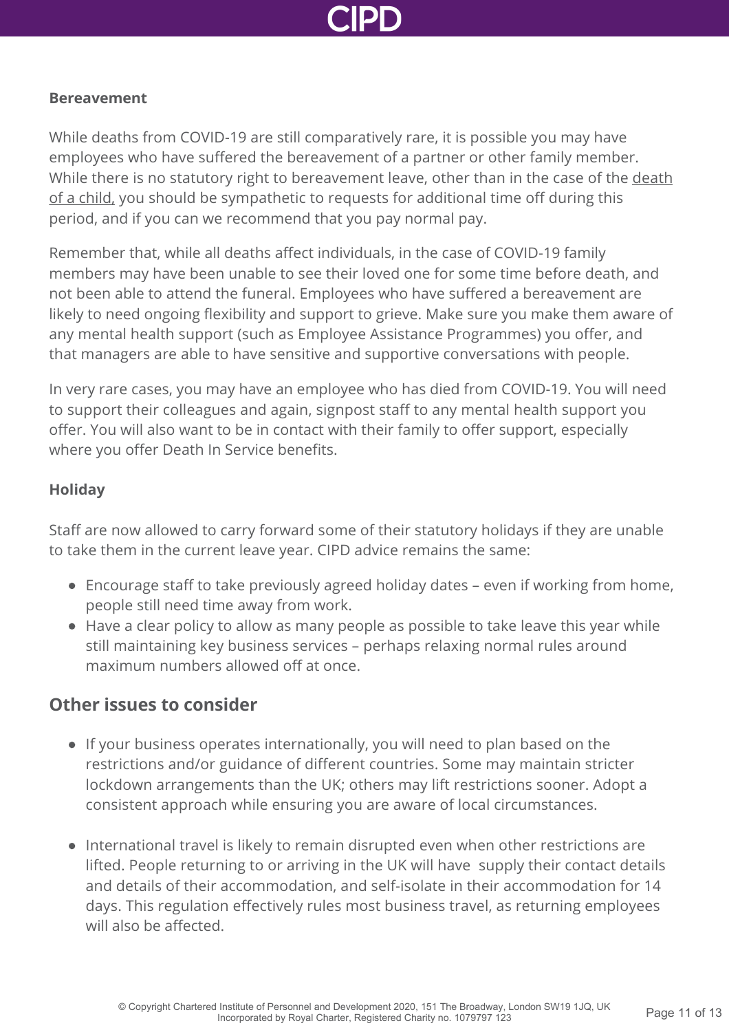**Bereavement**

While deaths from COVID-19 are still comparatively rare, it is possible you may have employees who have suffered the bereavement of a partner or other family member. While there is no statutory right to bereavement leave, other than in the case of the death of a child, you should be sympathetic to requests for additional time off during this period, and if you can we recommend that you pay normal pay.

Remember that, while all deaths affect individuals, in the case of COVID-19 family members may have been unable to see their loved one for some time before death, and not been able to attend the funeral. Employees who have suffered a bereavement are likely to need ongoing flexibility and support to grieve. Make sure you make them aware of any mental health support (such as Employee Assistance Programmes) you offer, and that managers are able to have sensitive and supportive conversations with people.

In very rare cases, you may have an employee who has died from COVID-19. You will need to support their colleagues and again, signpost staff to any mental health support you offer. You will also want to be in contact with their family to offer support, especially where you offer Death In Service benefits.

**Holiday**

Staff are now allowed to carry forward some of their statutory holidays if they are unable to take them in the current leave year. CIPD advice remains the same:

- Encourage staff to take previously agreed holiday dates – even if working from home, people still need time away from work.
- Have a clear policy to allow as many people as possible to take leave this year while still maintaining key business services – perhaps relaxing normal rules around maximum numbers allowed off at once.

## Other issues to consider

- If your business operates internationally, you will need to plan based on the restrictions and/or guidance of different countries. Some may maintain stricter lockdown arrangements than the UK; others may lift restrictions sooner. Adopt a consistent approach while ensuring you are aware of local circumstances.

- International travel is likely to remain disrupted even when other restrictions are lifted. People returning to or arriving in the UK will have supply their contact details and details of their accommodation, and self-isolate in their accommodation for 14 days. This regulation effectively rules most business travel, as returning employees will also be affected.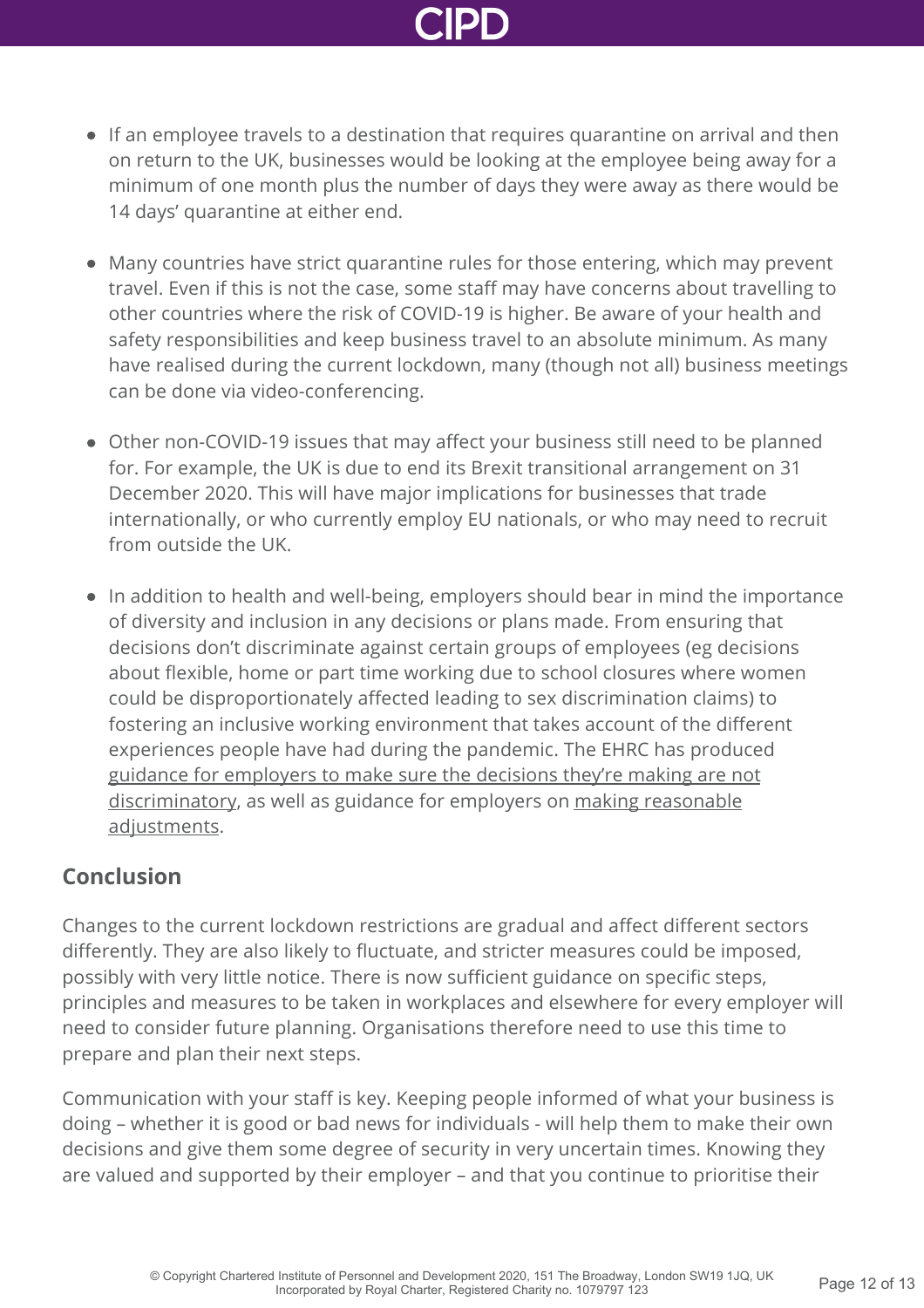- If an employee travels to a destination that requires quarantine on arrival and then on return to the UK, businesses would be looking at the employee being away for a minimum of one month plus the number of days they were away as there would be 14 days' quarantine at either end.

- Many countries have strict quarantine rules for those entering, which may prevent travel. Even if this is not the case, some staff may have concerns about travelling to other countries where the risk of COVID-19 is higher. Be aware of your health and safety responsibilities and keep business travel to an absolute minimum. As many have realised during the current lockdown, many (though not all) business meetings can be done via video-conferencing.

- Other non-COVID-19 issues that may affect your business still need to be planned for. For example, the UK is due to end its Brexit transitional arrangement on 31 December 2020. This will have major implications for businesses that trade internationally, or who currently employ EU nationals, or who may need to recruit from outside the UK.

- In addition to health and well-being, employers should bear in mind the importance of diversity and inclusion in any decisions or plans made. From ensuring that decisions don't discriminate against certain groups of employees (eg decisions about flexible, home or part time working due to school closures where women could be disproportionately affected leading to sex discrimination claims) to fostering an inclusive working environment that takes account of the different experiences people have had during the pandemic. The EHRC has produced guidance for employers to make sure the decisions they're making are not discriminatory, as well as guidance for employers on making reasonable adjustments.

## Conclusion

Changes to the current lockdown restrictions are gradual and affect different sectors differently. They are also likely to fluctuate, and stricter measures could be imposed, possibly with very little notice. There is now sufficient guidance on specific steps, principles and measures to be taken in workplaces and elsewhere for every employer will need to consider future planning. Organisations therefore need to use this time to prepare and plan their next steps.

Communication with your staff is key. Keeping people informed of what your business is doing – whether it is good or bad news for individuals - will help them to make their own decisions and give them some degree of security in very uncertain times. Knowing they are valued and supported by their employer – and that you continue to prioritise their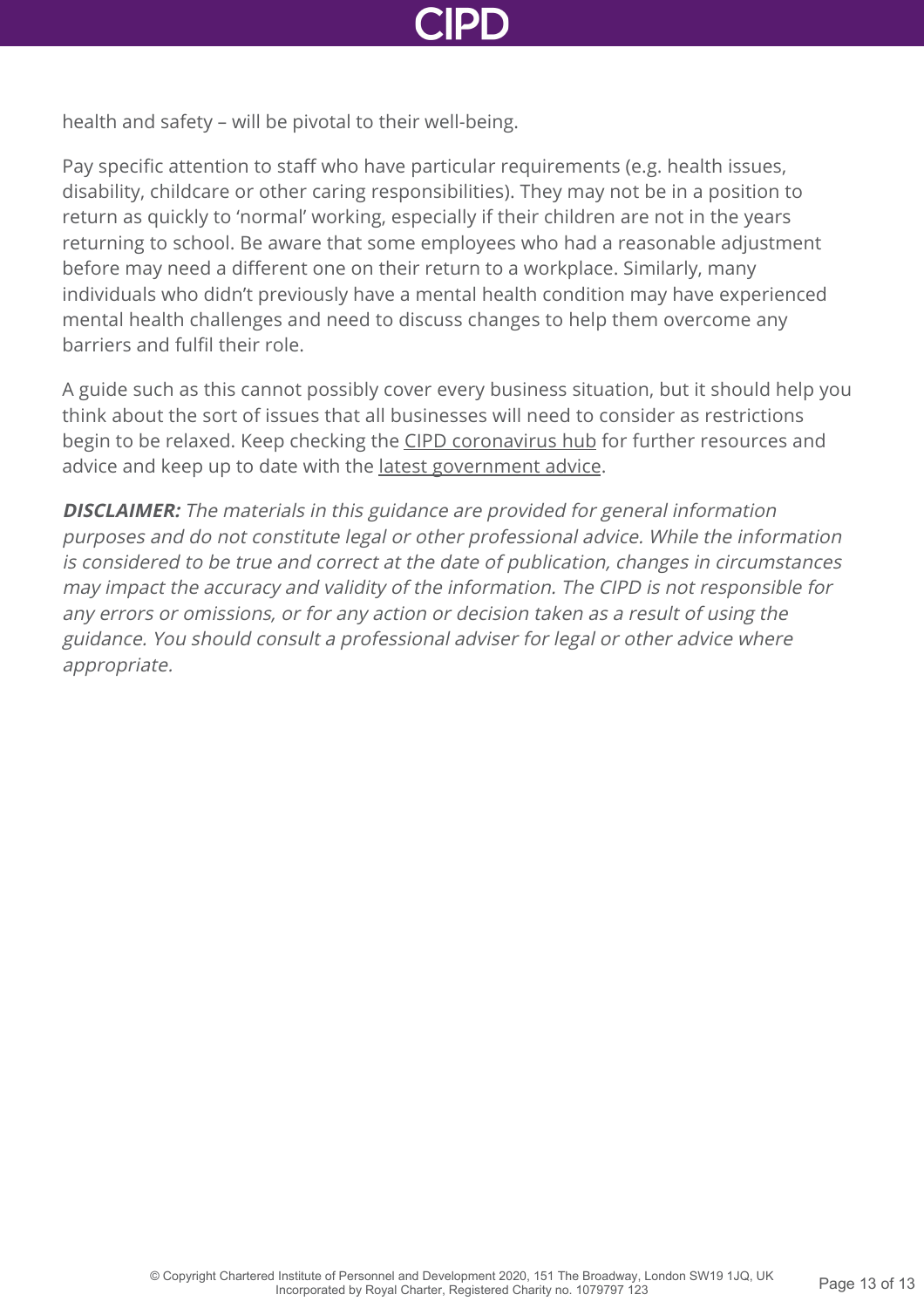health and safety – will be pivotal to their well-being.

Pay specific attention to staff who have particular requirements (e.g. health issues, disability, childcare or other caring responsibilities). They may not be in a position to return as quickly to 'normal' working, especially if their children are not in the years returning to school. Be aware that some employees who had a reasonable adjustment before may need a different one on their return to a workplace. Similarly, many individuals who didn't previously have a mental health condition may have experienced mental health challenges and need to discuss changes to help them overcome any barriers and fulfil their role.

A guide such as this cannot possibly cover every business situation, but it should help you think about the sort of issues that all businesses will need to consider as restrictions begin to be relaxed. Keep checking the CIPD coronavirus hub for further resources and advice and keep up to date with the latest government advice.

***DISCLAIMER:*** *The materials in this guidance are provided for general information purposes and do not constitute legal or other professional advice. While the information is considered to be true and correct at the date of publication, changes in circumstances may impact the accuracy and validity of the information. The CIPD is not responsible for any errors or omissions, or for any action or decision taken as a result of using the guidance. You should consult a professional adviser for legal or other advice where appropriate.*

© Copyright Chartered Institute of Personnel and Development 2020, 151 The Broadway, London SW19 1JQ, UK
Incorporated by Royal Charter, Registered Charity no. 1079797 123